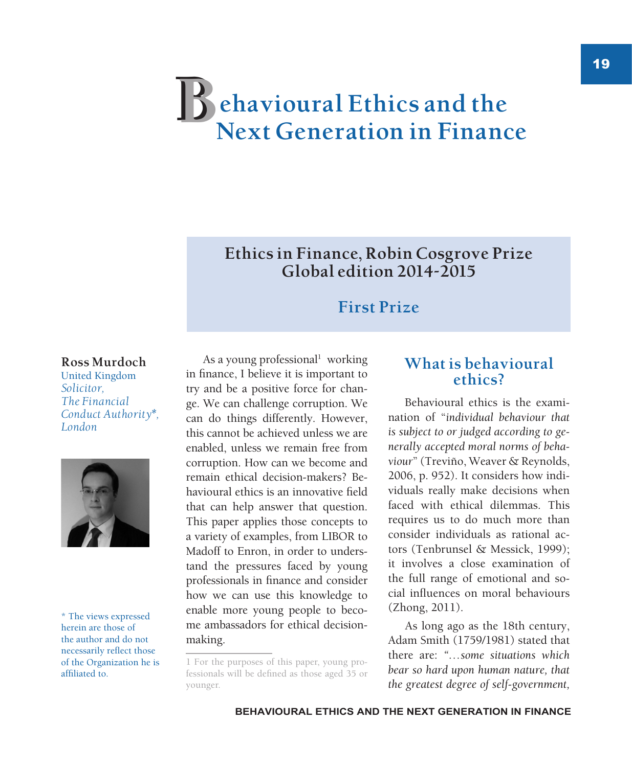# Behavioural Ethics and the Next Generation in Finance

## Ethics in Finance, Robin Cosgrove Prize Global edition 2014-2015

### First Prize

**Ross Murdoch**
United Kingdom
*Solicitor,*
*The Financial Conduct Authority\*,*
*London*

\* The views expressed herein are those of the author and do not necessarily reflect those of the Organization he is affiliated to.

As a young professional[1] working in finance, I believe it is important to try and be a positive force for change. We can challenge corruption. We can do things differently. However, this cannot be achieved unless we are enabled, unless we remain free from corruption. How can we become and remain ethical decision-makers? Behavioural ethics is an innovative field that can help answer that question. This paper applies those concepts to a variety of examples, from LIBOR to Madoff to Enron, in order to understand the pressures faced by young professionals in finance and consider how we can use this knowledge to enable more young people to become ambassadors for ethical decision-making.

[1] For the purposes of this paper, young professionals will be defined as those aged 35 or younger.

## What is behavioural ethics?

Behavioural ethics is the examination of "*individual behaviour that is subject to or judged according to generally accepted moral norms of behaviour*" (Treviño, Weaver & Reynolds, 2006, p. 952). It considers how individuals really make decisions when faced with ethical dilemmas. This requires us to do much more than consider individuals as rational actors (Tenbrunsel & Messick, 1999); it involves a close examination of the full range of emotional and social influences on moral behaviours (Zhong, 2011).

As long ago as the 18th century, Adam Smith (1759/1981) stated that there are: "*…some situations which bear so hard upon human nature, that the greatest degree of self-government,*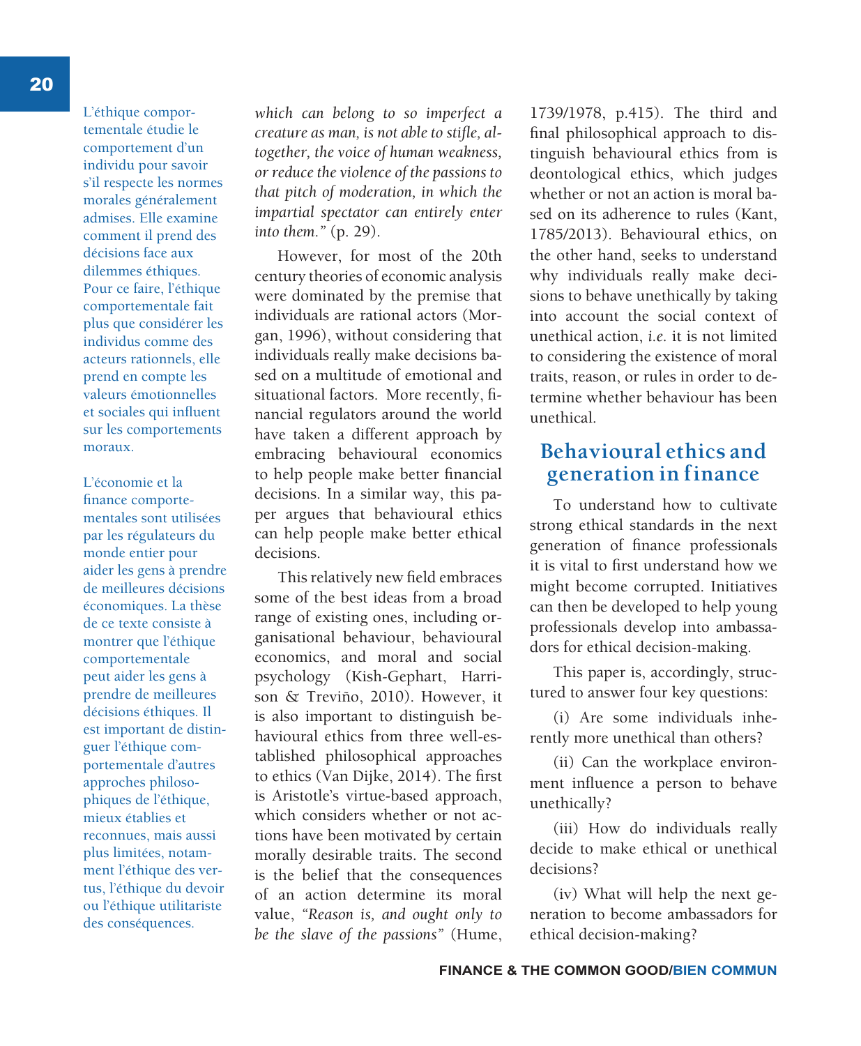L'éthique comportementale étudie le comportement d'un individu pour savoir s'il respecte les normes morales généralement admises. Elle examine comment il prend des décisions face aux dilemmes éthiques. Pour ce faire, l'éthique comportementale fait plus que considérer les individus comme des acteurs rationnels, elle prend en compte les valeurs émotionnelles et sociales qui influent sur les comportements moraux.

L'économie et la finance comportementales sont utilisées par les régulateurs du monde entier pour aider les gens à prendre de meilleures décisions économiques. La thèse de ce texte consiste à montrer que l'éthique comportementale peut aider les gens à prendre de meilleures décisions éthiques. Il est important de distinguer l'éthique comportementale d'autres approches philosophiques de l'éthique, mieux établies et reconnues, mais aussi plus limitées, notamment l'éthique des vertus, l'éthique du devoir ou l'éthique utilitariste des conséquences.

*which can belong to so imperfect a creature as man, is not able to stifle, altogether, the voice of human weakness, or reduce the violence of the passions to that pitch of moderation, in which the impartial spectator can entirely enter into them."* (p. 29).

However, for most of the 20th century theories of economic analysis were dominated by the premise that individuals are rational actors (Morgan, 1996), without considering that individuals really make decisions based on a multitude of emotional and situational factors. More recently, financial regulators around the world have taken a different approach by embracing behavioural economics to help people make better financial decisions. In a similar way, this paper argues that behavioural ethics can help people make better ethical decisions.

This relatively new field embraces some of the best ideas from a broad range of existing ones, including organisational behaviour, behavioural economics, and moral and social psychology (Kish-Gephart, Harrison & Treviño, 2010). However, it is also important to distinguish behavioural ethics from three well-established philosophical approaches to ethics (Van Dijke, 2014). The first is Aristotle's virtue-based approach, which considers whether or not actions have been motivated by certain morally desirable traits. The second is the belief that the consequences of an action determine its moral value, *"Reason is, and ought only to be the slave of the passions"* (Hume, 1739/1978, p.415). The third and final philosophical approach to distinguish behavioural ethics from is deontological ethics, which judges whether or not an action is moral based on its adherence to rules (Kant, 1785/2013). Behavioural ethics, on the other hand, seeks to understand why individuals really make decisions to behave unethically by taking into account the social context of unethical action, *i.e.* it is not limited to considering the existence of moral traits, reason, or rules in order to determine whether behaviour has been unethical.

## Behavioural ethics and generation in finance

To understand how to cultivate strong ethical standards in the next generation of finance professionals it is vital to first understand how we might become corrupted. Initiatives can then be developed to help young professionals develop into ambassadors for ethical decision-making.

This paper is, accordingly, structured to answer four key questions:

(i) Are some individuals inherently more unethical than others?

(ii) Can the workplace environment influence a person to behave unethically?

(iii) How do individuals really decide to make ethical or unethical decisions?

(iv) What will help the next generation to become ambassadors for ethical decision-making?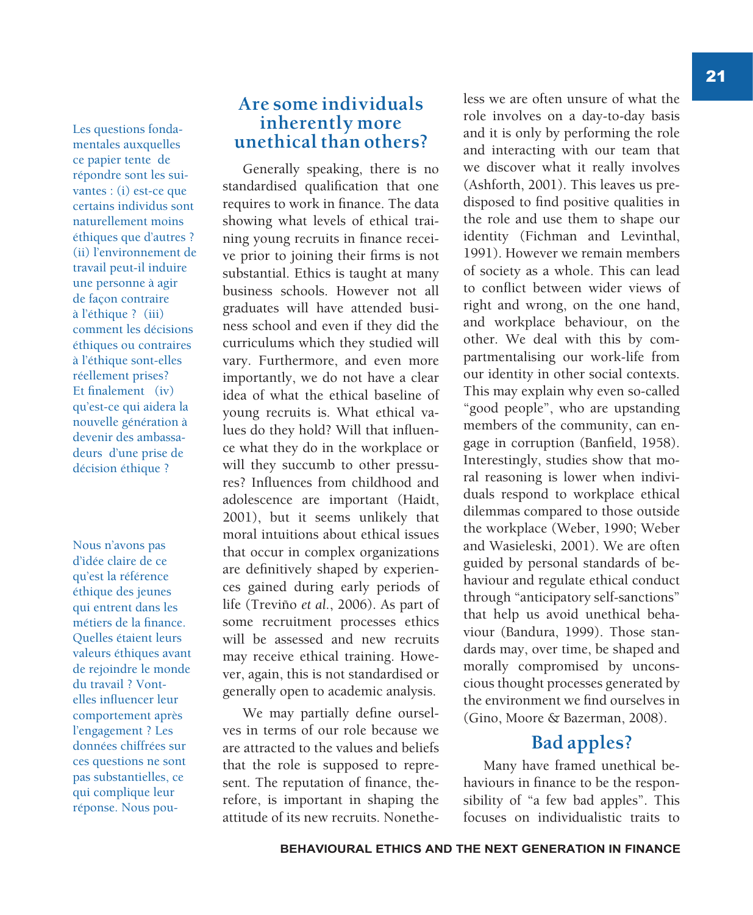Les questions fondamentales auxquelles ce papier tente de répondre sont les suivantes : (i) est-ce que certains individus sont naturellement moins éthiques que d'autres ? (ii) l'environnement de travail peut-il induire une personne à agir de façon contraire à l'éthique ? (iii) comment les décisions éthiques ou contraires à l'éthique sont-elles réellement prises? Et finalement (iv) qu'est-ce qui aidera la nouvelle génération à devenir des ambassadeurs d'une prise de décision éthique ?

Nous n'avons pas d'idée claire de ce qu'est la référence éthique des jeunes qui entrent dans les métiers de la finance. Quelles étaient leurs valeurs éthiques avant de rejoindre le monde du travail ? Vont-elles influencer leur comportement après l'engagement ? Les données chiffrées sur ces questions ne sont pas substantielles, ce qui complique leur réponse. Nous pou-

## Are some individuals inherently more unethical than others?

Generally speaking, there is no standardised qualification that one requires to work in finance. The data showing what levels of ethical training young recruits in finance receive prior to joining their firms is not substantial. Ethics is taught at many business schools. However not all graduates will have attended business school and even if they did the curriculums which they studied will vary. Furthermore, and even more importantly, we do not have a clear idea of what the ethical baseline of young recruits is. What ethical values do they hold? Will that influence what they do in the workplace or will they succumb to other pressures? Influences from childhood and adolescence are important (Haidt, 2001), but it seems unlikely that moral intuitions about ethical issues that occur in complex organizations are definitively shaped by experiences gained during early periods of life (Treviño *et al.*, 2006). As part of some recruitment processes ethics will be assessed and new recruits may receive ethical training. However, again, this is not standardised or generally open to academic analysis.

We may partially define ourselves in terms of our role because we are attracted to the values and beliefs that the role is supposed to represent. The reputation of finance, therefore, is important in shaping the attitude of its new recruits. Nonetheless we are often unsure of what the role involves on a day-to-day basis and it is only by performing the role and interacting with our team that we discover what it really involves (Ashforth, 2001). This leaves us predisposed to find positive qualities in the role and use them to shape our identity (Fichman and Levinthal, 1991). However we remain members of society as a whole. This can lead to conflict between wider views of right and wrong, on the one hand, and workplace behaviour, on the other. We deal with this by compartmentalising our work-life from our identity in other social contexts. This may explain why even so-called "good people", who are upstanding members of the community, can engage in corruption (Banfield, 1958). Interestingly, studies show that moral reasoning is lower when individuals respond to workplace ethical dilemmas compared to those outside the workplace (Weber, 1990; Weber and Wasieleski, 2001). We are often guided by personal standards of behaviour and regulate ethical conduct through "anticipatory self-sanctions" that help us avoid unethical behaviour (Bandura, 1999). Those standards may, over time, be shaped and morally compromised by unconscious thought processes generated by the environment we find ourselves in (Gino, Moore & Bazerman, 2008).

## Bad apples?

Many have framed unethical behaviours in finance to be the responsibility of "a few bad apples". This focuses on individualistic traits to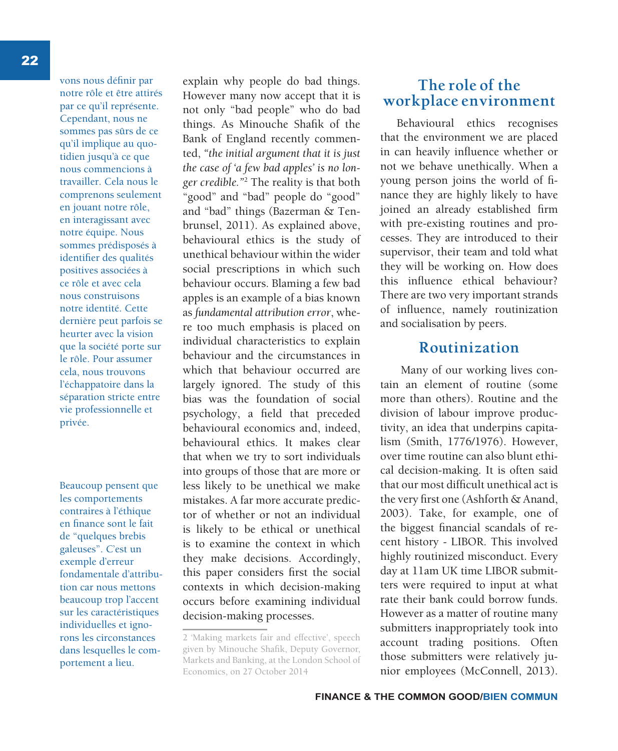vons nous définir par notre rôle et être attirés par ce qu'il représente. Cependant, nous ne sommes pas sûrs de ce qu'il implique au quotidien jusqu'à ce que nous commencions à travailler. Cela nous le comprenons seulement en jouant notre rôle, en interagissant avec notre équipe. Nous sommes prédisposés à identifier des qualités positives associées à ce rôle et avec cela nous construisons notre identité. Cette dernière peut parfois se heurter avec la vision que la société porte sur le rôle. Pour assumer cela, nous trouvons l'échappatoire dans la séparation stricte entre vie professionnelle et privée.

Beaucoup pensent que les comportements contraires à l'éthique en finance sont le fait de "quelques brebis galeuses". C'est un exemple d'erreur fondamentale d'attribution car nous mettons beaucoup trop l'accent sur les caractéristiques individuelles et ignorons les circonstances dans lesquelles le comportement a lieu.

explain why people do bad things. However many now accept that it is not only "bad people" who do bad things. As Minouche Shafik of the Bank of England recently commented, *"the initial argument that it is just the case of 'a few bad apples' is no longer credible."*[2] The reality is that both "good" and "bad" people do "good" and "bad" things (Bazerman & Tenbrunsel, 2011). As explained above, behavioural ethics is the study of unethical behaviour within the wider social prescriptions in which such behaviour occurs. Blaming a few bad apples is an example of a bias known as *fundamental attribution error*, where too much emphasis is placed on individual characteristics to explain behaviour and the circumstances in which that behaviour occurred are largely ignored. The study of this bias was the foundation of social psychology, a field that preceded behavioural economics and, indeed, behavioural ethics. It makes clear that when we try to sort individuals into groups of those that are more or less likely to be unethical we make mistakes. A far more accurate predictor of whether or not an individual is likely to be ethical or unethical is to examine the context in which they make decisions. Accordingly, this paper considers first the social contexts in which decision-making occurs before examining individual decision-making processes.

2 'Making markets fair and effective', speech given by Minouche Shafik, Deputy Governor, Markets and Banking, at the London School of Economics, on 27 October 2014

## The role of the workplace environment

Behavioural ethics recognises that the environment we are placed in can heavily influence whether or not we behave unethically. When a young person joins the world of finance they are highly likely to have joined an already established firm with pre-existing routines and processes. They are introduced to their supervisor, their team and told what they will be working on. How does this influence ethical behaviour? There are two very important strands of influence, namely routinization and socialisation by peers.

## Routinization

Many of our working lives contain an element of routine (some more than others). Routine and the division of labour improve productivity, an idea that underpins capitalism (Smith, 1776/1976). However, over time routine can also blunt ethical decision-making. It is often said that our most difficult unethical act is the very first one (Ashforth & Anand, 2003). Take, for example, one of the biggest financial scandals of recent history - LIBOR. This involved highly routinized misconduct. Every day at 11am UK time LIBOR submitters were required to input at what rate their bank could borrow funds. However as a matter of routine many submitters inappropriately took into account trading positions. Often those submitters were relatively junior employees (McConnell, 2013).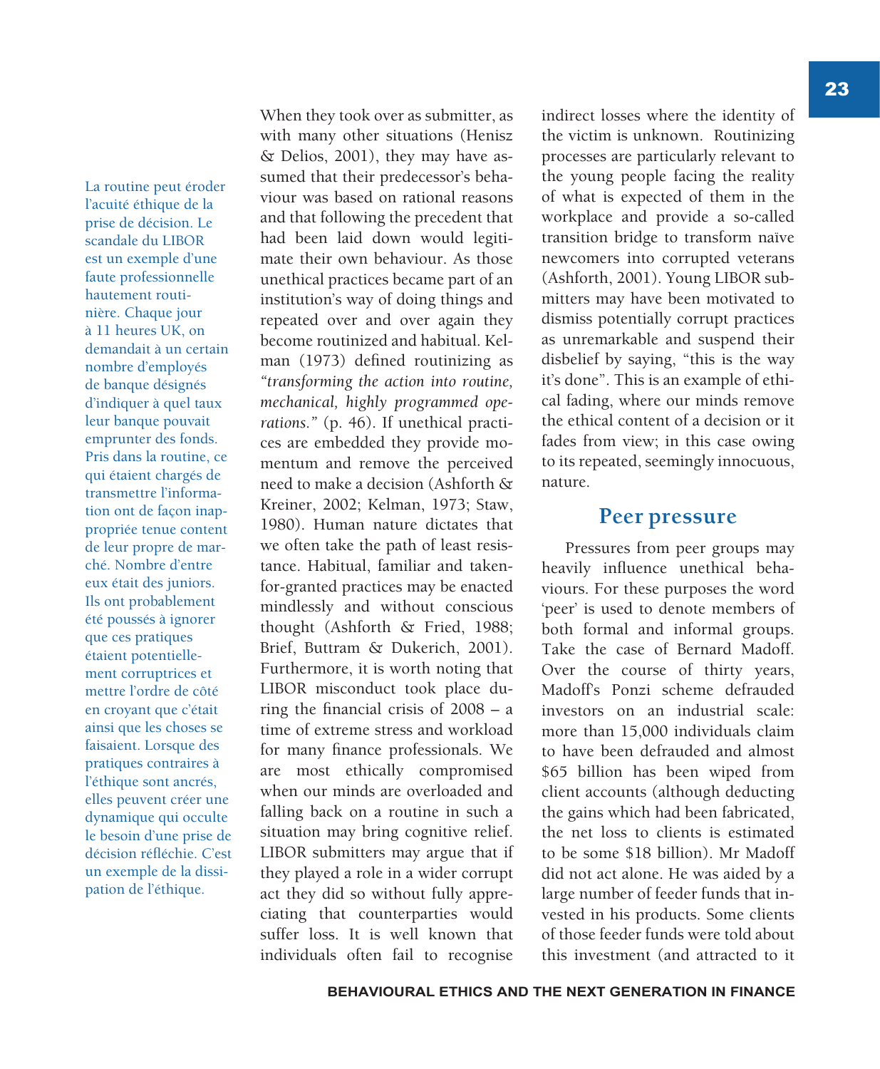La routine peut éroder l'acuité éthique de la prise de décision. Le scandale du LIBOR est un exemple d'une faute professionnelle hautement routinière. Chaque jour à 11 heures UK, on demandait à un certain nombre d'employés de banque désignés d'indiquer à quel taux leur banque pouvait emprunter des fonds. Pris dans la routine, ce qui étaient chargés de transmettre l'information ont de façon inappropriée tenue content de leur propre de marché. Nombre d'entre eux était des juniors. Ils ont probablement été poussés à ignorer que ces pratiques étaient potentiellement corruptrices et mettre l'ordre de côté en croyant que c'était ainsi que les choses se faisaient. Lorsque des pratiques contraires à l'éthique sont ancrés, elles peuvent créer une dynamique qui occulte le besoin d'une prise de décision réfléchie. C'est un exemple de la dissipation de l'éthique.

When they took over as submitter, as with many other situations (Henisz & Delios, 2001), they may have assumed that their predecessor's behaviour was based on rational reasons and that following the precedent that had been laid down would legitimate their own behaviour. As those unethical practices became part of an institution's way of doing things and repeated over and over again they become routinized and habitual. Kelman (1973) defined routinizing as *"transforming the action into routine, mechanical, highly programmed operations."* (p. 46). If unethical practices are embedded they provide momentum and remove the perceived need to make a decision (Ashforth & Kreiner, 2002; Kelman, 1973; Staw, 1980). Human nature dictates that we often take the path of least resistance. Habitual, familiar and taken-for-granted practices may be enacted mindlessly and without conscious thought (Ashforth & Fried, 1988; Brief, Buttram & Dukerich, 2001). Furthermore, it is worth noting that LIBOR misconduct took place during the financial crisis of 2008 – a time of extreme stress and workload for many finance professionals. We are most ethically compromised when our minds are overloaded and falling back on a routine in such a situation may bring cognitive relief. LIBOR submitters may argue that if they played a role in a wider corrupt act they did so without fully appreciating that counterparties would suffer loss. It is well known that individuals often fail to recognise indirect losses where the identity of the victim is unknown. Routinizing processes are particularly relevant to the young people facing the reality of what is expected of them in the workplace and provide a so-called transition bridge to transform naïve newcomers into corrupted veterans (Ashforth, 2001). Young LIBOR submitters may have been motivated to dismiss potentially corrupt practices as unremarkable and suspend their disbelief by saying, "this is the way it's done". This is an example of ethical fading, where our minds remove the ethical content of a decision or it fades from view; in this case owing to its repeated, seemingly innocuous, nature.

## Peer pressure

Pressures from peer groups may heavily influence unethical behaviours. For these purposes the word 'peer' is used to denote members of both formal and informal groups. Take the case of Bernard Madoff. Over the course of thirty years, Madoff's Ponzi scheme defrauded investors on an industrial scale: more than 15,000 individuals claim to have been defrauded and almost $65 billion has been wiped from client accounts (although deducting the gains which had been fabricated, the net loss to clients is estimated to be some $18 billion). Mr Madoff did not act alone. He was aided by a large number of feeder funds that invested in his products. Some clients of those feeder funds were told about this investment (and attracted to it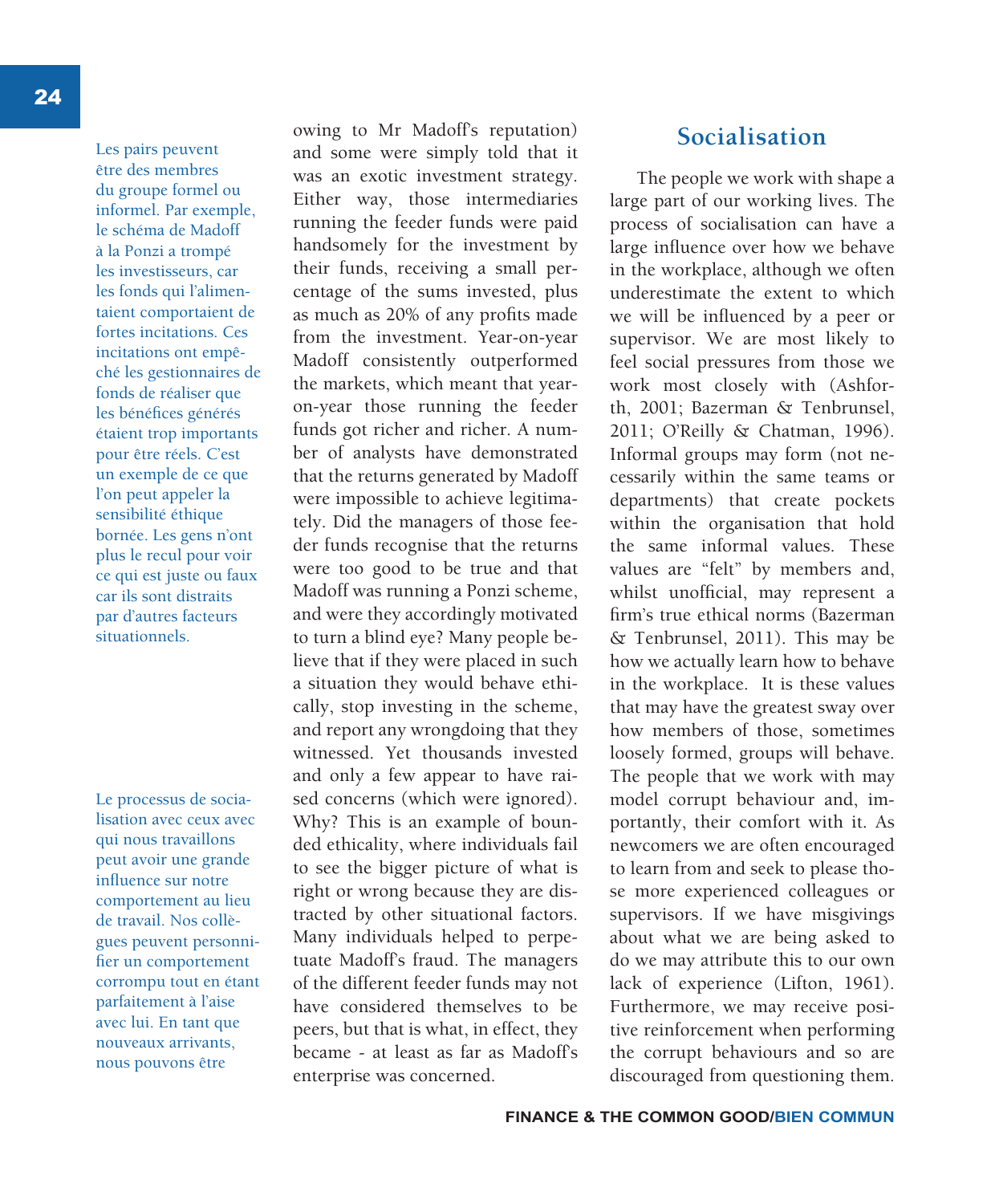Les pairs peuvent être des membres du groupe formel ou informel. Par exemple, le schéma de Madoff à la Ponzi a trompé les investisseurs, car les fonds qui l'alimentaient comportaient de fortes incitations. Ces incitations ont empêché les gestionnaires de fonds de réaliser que les bénéfices générés étaient trop importants pour être réels. C'est un exemple de ce que l'on peut appeler la sensibilité éthique bornée. Les gens n'ont plus le recul pour voir ce qui est juste ou faux car ils sont distraits par d'autres facteurs situationnels.

Le processus de socialisation avec ceux avec qui nous travaillons peut avoir une grande influence sur notre comportement au lieu de travail. Nos collègues peuvent personnifier un comportement corrompu tout en étant parfaitement à l'aise avec lui. En tant que nouveaux arrivants, nous pouvons être

owing to Mr Madoff's reputation) and some were simply told that it was an exotic investment strategy. Either way, those intermediaries running the feeder funds were paid handsomely for the investment by their funds, receiving a small percentage of the sums invested, plus as much as 20% of any profits made from the investment. Year-on-year Madoff consistently outperformed the markets, which meant that year-on-year those running the feeder funds got richer and richer. A number of analysts have demonstrated that the returns generated by Madoff were impossible to achieve legitimately. Did the managers of those feeder funds recognise that the returns were too good to be true and that Madoff was running a Ponzi scheme, and were they accordingly motivated to turn a blind eye? Many people believe that if they were placed in such a situation they would behave ethically, stop investing in the scheme, and report any wrongdoing that they witnessed. Yet thousands invested and only a few appear to have raised concerns (which were ignored). Why? This is an example of bounded ethicality, where individuals fail to see the bigger picture of what is right or wrong because they are distracted by other situational factors. Many individuals helped to perpetuate Madoff's fraud. The managers of the different feeder funds may not have considered themselves to be peers, but that is what, in effect, they became - at least as far as Madoff's enterprise was concerned.

## Socialisation

The people we work with shape a large part of our working lives. The process of socialisation can have a large influence over how we behave in the workplace, although we often underestimate the extent to which we will be influenced by a peer or supervisor. We are most likely to feel social pressures from those we work most closely with (Ashforth, 2001; Bazerman & Tenbrunsel, 2011; O'Reilly & Chatman, 1996). Informal groups may form (not necessarily within the same teams or departments) that create pockets within the organisation that hold the same informal values. These values are "felt" by members and, whilst unofficial, may represent a firm's true ethical norms (Bazerman & Tenbrunsel, 2011). This may be how we actually learn how to behave in the workplace. It is these values that may have the greatest sway over how members of those, sometimes loosely formed, groups will behave. The people that we work with may model corrupt behaviour and, importantly, their comfort with it. As newcomers we are often encouraged to learn from and seek to please those more experienced colleagues or supervisors. If we have misgivings about what we are being asked to do we may attribute this to our own lack of experience (Lifton, 1961). Furthermore, we may receive positive reinforcement when performing the corrupt behaviours and so are discouraged from questioning them.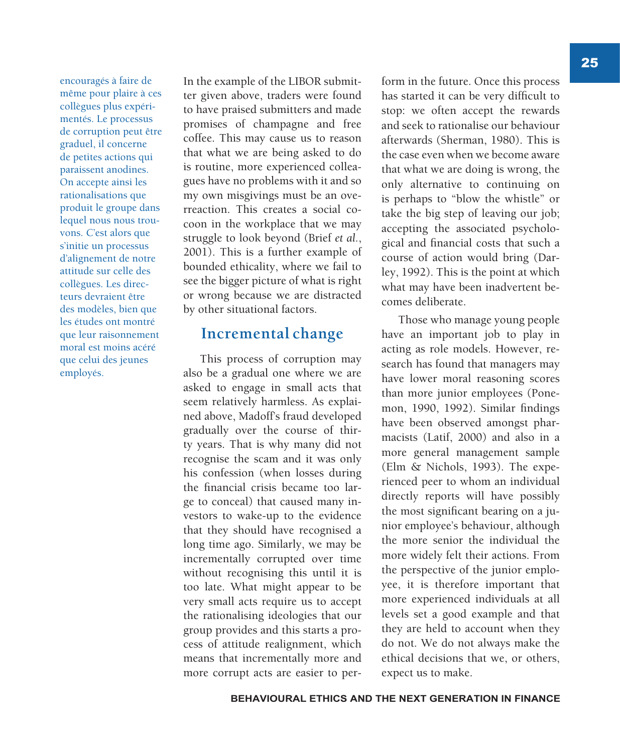encouragés à faire de même pour plaire à ces collègues plus expérimentés. Le processus de corruption peut être graduel, il concerne de petites actions qui paraissent anodines. On accepte ainsi les rationalisations que produit le groupe dans lequel nous nous trouvons. C'est alors que s'initie un processus d'alignement de notre attitude sur celle des collègues. Les directeurs devraient être des modèles, bien que les études ont montré que leur raisonnement moral est moins acéré que celui des jeunes employés.

In the example of the LIBOR submitter given above, traders were found to have praised submitters and made promises of champagne and free coffee. This may cause us to reason that what we are being asked to do is routine, more experienced colleagues have no problems with it and so my own misgivings must be an overreaction. This creates a social cocoon in the workplace that we may struggle to look beyond (Brief *et al.*, 2001). This is a further example of bounded ethicality, where we fail to see the bigger picture of what is right or wrong because we are distracted by other situational factors.

## Incremental change

This process of corruption may also be a gradual one where we are asked to engage in small acts that seem relatively harmless. As explained above, Madoff's fraud developed gradually over the course of thirty years. That is why many did not recognise the scam and it was only his confession (when losses during the financial crisis became too large to conceal) that caused many investors to wake-up to the evidence that they should have recognised a long time ago. Similarly, we may be incrementally corrupted over time without recognising this until it is too late. What might appear to be very small acts require us to accept the rationalising ideologies that our group provides and this starts a process of attitude realignment, which means that incrementally more and more corrupt acts are easier to perform in the future. Once this process has started it can be very difficult to stop: we often accept the rewards and seek to rationalise our behaviour afterwards (Sherman, 1980). This is the case even when we become aware that what we are doing is wrong, the only alternative to continuing on is perhaps to "blow the whistle" or take the big step of leaving our job; accepting the associated psychological and financial costs that such a course of action would bring (Darley, 1992). This is the point at which what may have been inadvertent becomes deliberate.

Those who manage young people have an important job to play in acting as role models. However, research has found that managers may have lower moral reasoning scores than more junior employees (Ponemon, 1990, 1992). Similar findings have been observed amongst pharmacists (Latif, 2000) and also in a more general management sample (Elm & Nichols, 1993). The experienced peer to whom an individual directly reports will have possibly the most significant bearing on a junior employee's behaviour, although the more senior the individual the more widely felt their actions. From the perspective of the junior employee, it is therefore important that more experienced individuals at all levels set a good example and that they are held to account when they do not. We do not always make the ethical decisions that we, or others, expect us to make.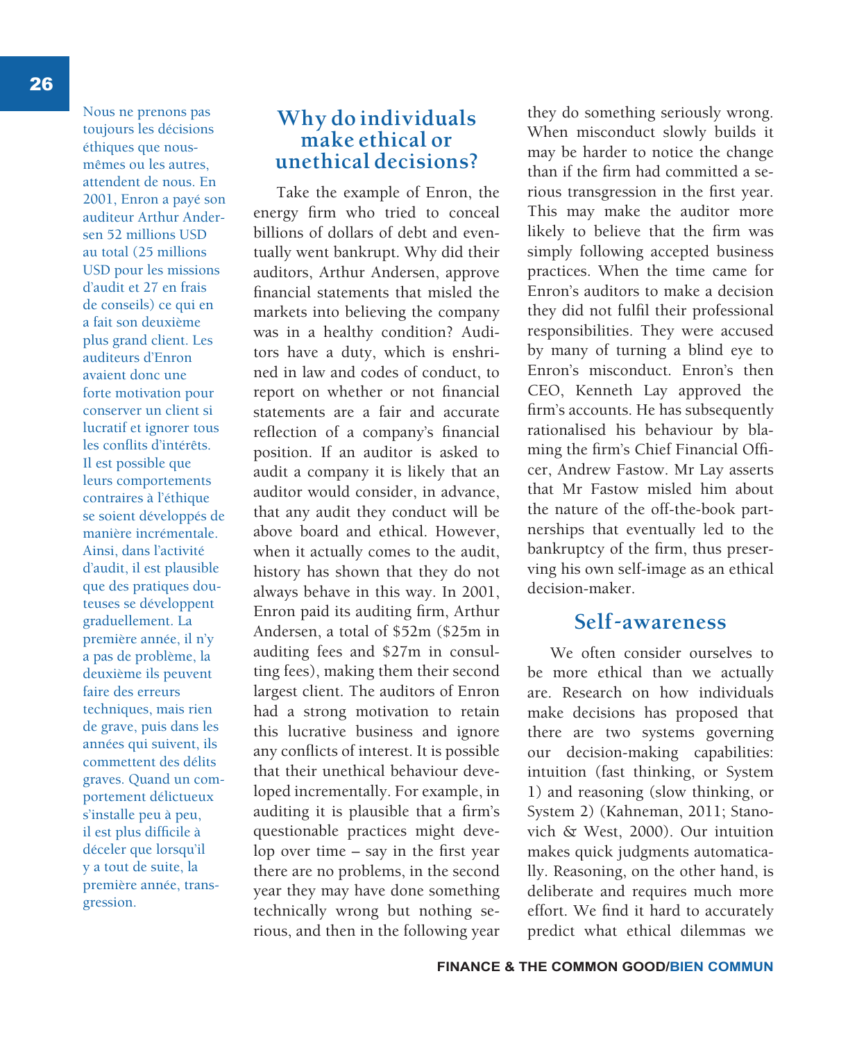Nous ne prenons pas toujours les décisions éthiques que nous-mêmes ou les autres, attendent de nous. En 2001, Enron a payé son auditeur Arthur Andersen 52 millions USD au total (25 millions USD pour les missions d'audit et 27 en frais de conseils) ce qui en a fait son deuxième plus grand client. Les auditeurs d'Enron avaient donc une forte motivation pour conserver un client si lucratif et ignorer tous les conflits d'intérêts. Il est possible que leurs comportements contraires à l'éthique se soient développés de manière incrémentale. Ainsi, dans l'activité d'audit, il est plausible que des pratiques douteuses se développent graduellement. La première année, il n'y a pas de problème, la deuxième ils peuvent faire des erreurs techniques, mais rien de grave, puis dans les années qui suivent, ils commettent des délits graves. Quand un comportement délictueux s'installe peu à peu, il est plus difficile à déceler que lorsqu'il y a tout de suite, la première année, transgression.

## Why do individuals make ethical or unethical decisions?

Take the example of Enron, the energy firm who tried to conceal billions of dollars of debt and eventually went bankrupt. Why did their auditors, Arthur Andersen, approve financial statements that misled the markets into believing the company was in a healthy condition? Auditors have a duty, which is enshrined in law and codes of conduct, to report on whether or not financial statements are a fair and accurate reflection of a company's financial position. If an auditor is asked to audit a company it is likely that an auditor would consider, in advance, that any audit they conduct will be above board and ethical. However, when it actually comes to the audit, history has shown that they do not always behave in this way. In 2001, Enron paid its auditing firm, Arthur Andersen, a total of $52m ($25m in auditing fees and $27m in consulting fees), making them their second largest client. The auditors of Enron had a strong motivation to retain this lucrative business and ignore any conflicts of interest. It is possible that their unethical behaviour developed incrementally. For example, in auditing it is plausible that a firm's questionable practices might develop over time – say in the first year there are no problems, in the second year they may have done something technically wrong but nothing serious, and then in the following year they do something seriously wrong. When misconduct slowly builds it may be harder to notice the change than if the firm had committed a serious transgression in the first year. This may make the auditor more likely to believe that the firm was simply following accepted business practices. When the time came for Enron's auditors to make a decision they did not fulfil their professional responsibilities. They were accused by many of turning a blind eye to Enron's misconduct. Enron's then CEO, Kenneth Lay approved the firm's accounts. He has subsequently rationalised his behaviour by blaming the firm's Chief Financial Officer, Andrew Fastow. Mr Lay asserts that Mr Fastow misled him about the nature of the off-the-book partnerships that eventually led to the bankruptcy of the firm, thus preserving his own self-image as an ethical decision-maker.

## Self-awareness

We often consider ourselves to be more ethical than we actually are. Research on how individuals make decisions has proposed that there are two systems governing our decision-making capabilities: intuition (fast thinking, or System 1) and reasoning (slow thinking, or System 2) (Kahneman, 2011; Stanovich & West, 2000). Our intuition makes quick judgments automatically. Reasoning, on the other hand, is deliberate and requires much more effort. We find it hard to accurately predict what ethical dilemmas we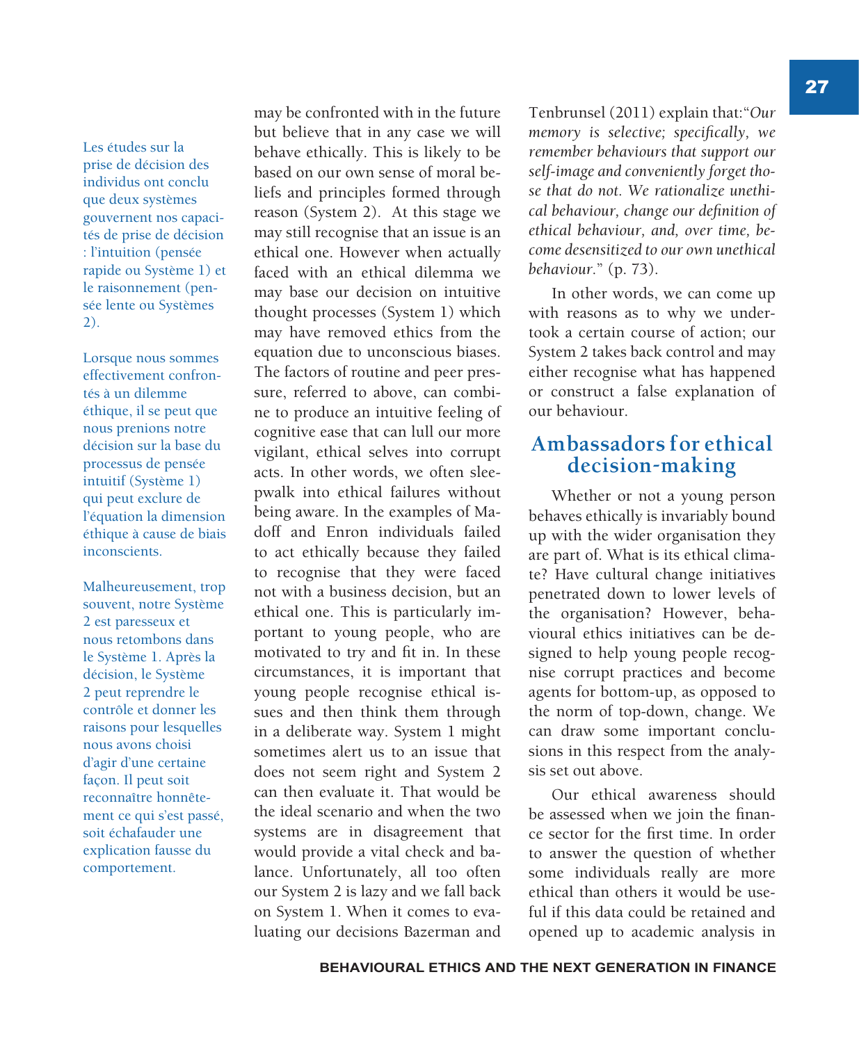Les études sur la prise de décision des individus ont conclu que deux systèmes gouvernent nos capacités de prise de décision : l'intuition (pensée rapide ou Système 1) et le raisonnement (pensée lente ou Systèmes 2).

Lorsque nous sommes effectivement confrontés à un dilemme éthique, il se peut que nous prenions notre décision sur la base du processus de pensée intuitif (Système 1) qui peut exclure de l'équation la dimension éthique à cause de biais inconscients.

Malheureusement, trop souvent, notre Système 2 est paresseux et nous retombons dans le Système 1. Après la décision, le Système 2 peut reprendre le contrôle et donner les raisons pour lesquelles nous avons choisi d'agir d'une certaine façon. Il peut soit reconnaître honnêtement ce qui s'est passé, soit échafauder une explication fausse du comportement.

may be confronted with in the future but believe that in any case we will behave ethically. This is likely to be based on our own sense of moral beliefs and principles formed through reason (System 2). At this stage we may still recognise that an issue is an ethical one. However when actually faced with an ethical dilemma we may base our decision on intuitive thought processes (System 1) which may have removed ethics from the equation due to unconscious biases. The factors of routine and peer pressure, referred to above, can combine to produce an intuitive feeling of cognitive ease that can lull our more vigilant, ethical selves into corrupt acts. In other words, we often sleepwalk into ethical failures without being aware. In the examples of Madoff and Enron individuals failed to act ethically because they failed to recognise that they were faced not with a business decision, but an ethical one. This is particularly important to young people, who are motivated to try and fit in. In these circumstances, it is important that young people recognise ethical issues and then think them through in a deliberate way. System 1 might sometimes alert us to an issue that does not seem right and System 2 can then evaluate it. That would be the ideal scenario and when the two systems are in disagreement that would provide a vital check and balance. Unfortunately, all too often our System 2 is lazy and we fall back on System 1. When it comes to evaluating our decisions Bazerman and Tenbrunsel (2011) explain that:"*Our memory is selective; specifically, we remember behaviours that support our self-image and conveniently forget those that do not. We rationalize unethical behaviour, change our definition of ethical behaviour, and, over time, become desensitized to our own unethical behaviour*." (p. 73).

In other words, we can come up with reasons as to why we undertook a certain course of action; our System 2 takes back control and may either recognise what has happened or construct a false explanation of our behaviour.

## Ambassadors for ethical decision-making

Whether or not a young person behaves ethically is invariably bound up with the wider organisation they are part of. What is its ethical climate? Have cultural change initiatives penetrated down to lower levels of the organisation? However, behavioural ethics initiatives can be designed to help young people recognise corrupt practices and become agents for bottom-up, as opposed to the norm of top-down, change. We can draw some important conclusions in this respect from the analysis set out above.

Our ethical awareness should be assessed when we join the finance sector for the first time. In order to answer the question of whether some individuals really are more ethical than others it would be useful if this data could be retained and opened up to academic analysis in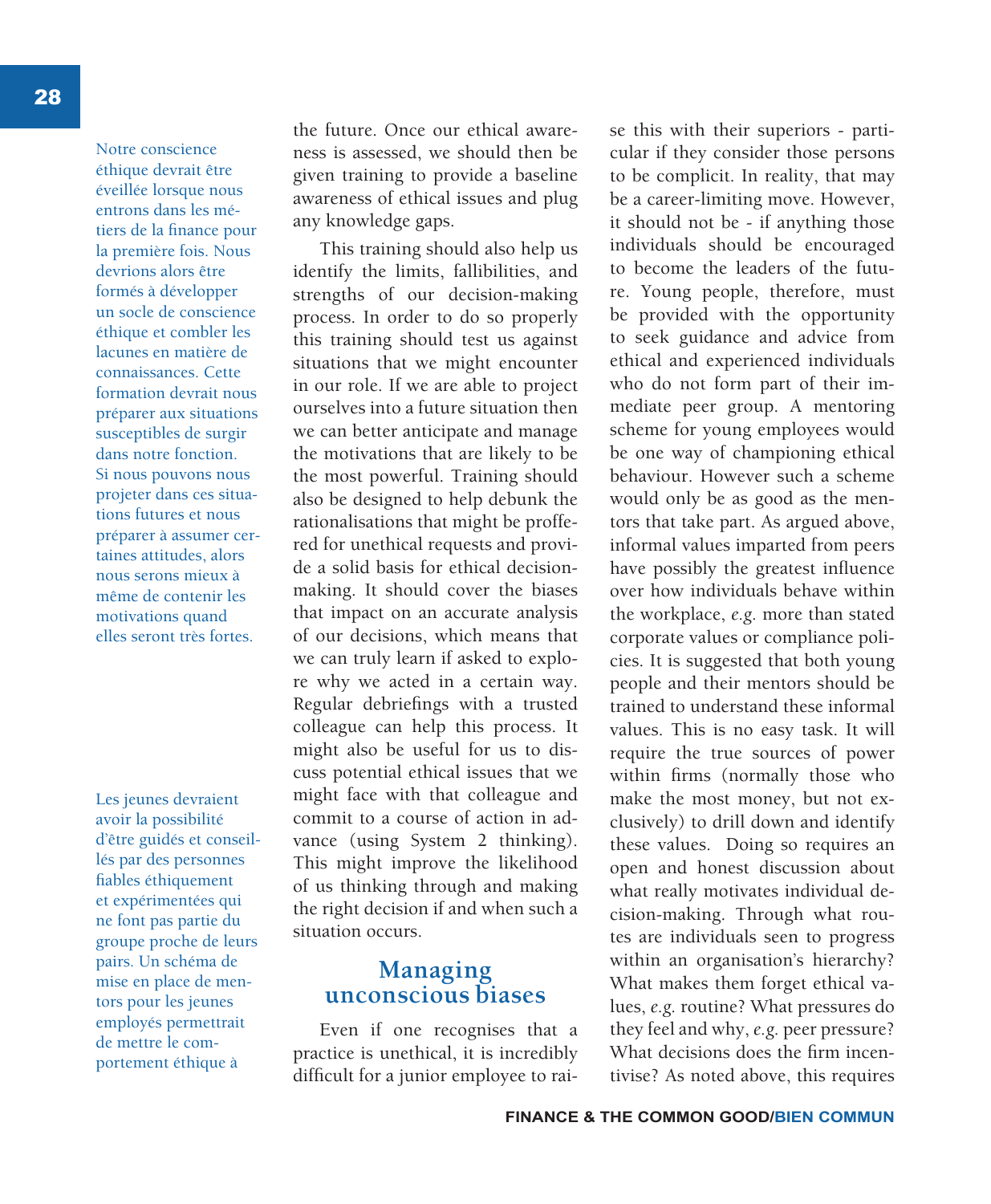Notre conscience éthique devrait être éveillée lorsque nous entrons dans les métiers de la finance pour la première fois. Nous devrions alors être formés à développer un socle de conscience éthique et combler les lacunes en matière de connaissances. Cette formation devrait nous préparer aux situations susceptibles de surgir dans notre fonction. Si nous pouvons nous projeter dans ces situations futures et nous préparer à assumer certaines attitudes, alors nous serons mieux à même de contenir les motivations quand elles seront très fortes.

Les jeunes devraient avoir la possibilité d'être guidés et conseillés par des personnes fiables éthiquement et expérimentées qui ne font pas partie du groupe proche de leurs pairs. Un schéma de mise en place de mentors pour les jeunes employés permettrait de mettre le comportement éthique à

the future. Once our ethical awareness is assessed, we should then be given training to provide a baseline awareness of ethical issues and plug any knowledge gaps.

This training should also help us identify the limits, fallibilities, and strengths of our decision-making process. In order to do so properly this training should test us against situations that we might encounter in our role. If we are able to project ourselves into a future situation then we can better anticipate and manage the motivations that are likely to be the most powerful. Training should also be designed to help debunk the rationalisations that might be proffered for unethical requests and provide a solid basis for ethical decision-making. It should cover the biases that impact on an accurate analysis of our decisions, which means that we can truly learn if asked to explore why we acted in a certain way. Regular debriefings with a trusted colleague can help this process. It might also be useful for us to discuss potential ethical issues that we might face with that colleague and commit to a course of action in advance (using System 2 thinking). This might improve the likelihood of us thinking through and making the right decision if and when such a situation occurs.

## Managing unconscious biases

Even if one recognises that a practice is unethical, it is incredibly difficult for a junior employee to raise this with their superiors - particular if they consider those persons to be complicit. In reality, that may be a career-limiting move. However, it should not be - if anything those individuals should be encouraged to become the leaders of the future. Young people, therefore, must be provided with the opportunity to seek guidance and advice from ethical and experienced individuals who do not form part of their immediate peer group. A mentoring scheme for young employees would be one way of championing ethical behaviour. However such a scheme would only be as good as the mentors that take part. As argued above, informal values imparted from peers have possibly the greatest influence over how individuals behave within the workplace, *e.g.* more than stated corporate values or compliance policies. It is suggested that both young people and their mentors should be trained to understand these informal values. This is no easy task. It will require the true sources of power within firms (normally those who make the most money, but not exclusively) to drill down and identify these values. Doing so requires an open and honest discussion about what really motivates individual decision-making. Through what routes are individuals seen to progress within an organisation's hierarchy? What makes them forget ethical values, *e.g.* routine? What pressures do they feel and why, *e.g.* peer pressure? What decisions does the firm incentivise? As noted above, this requires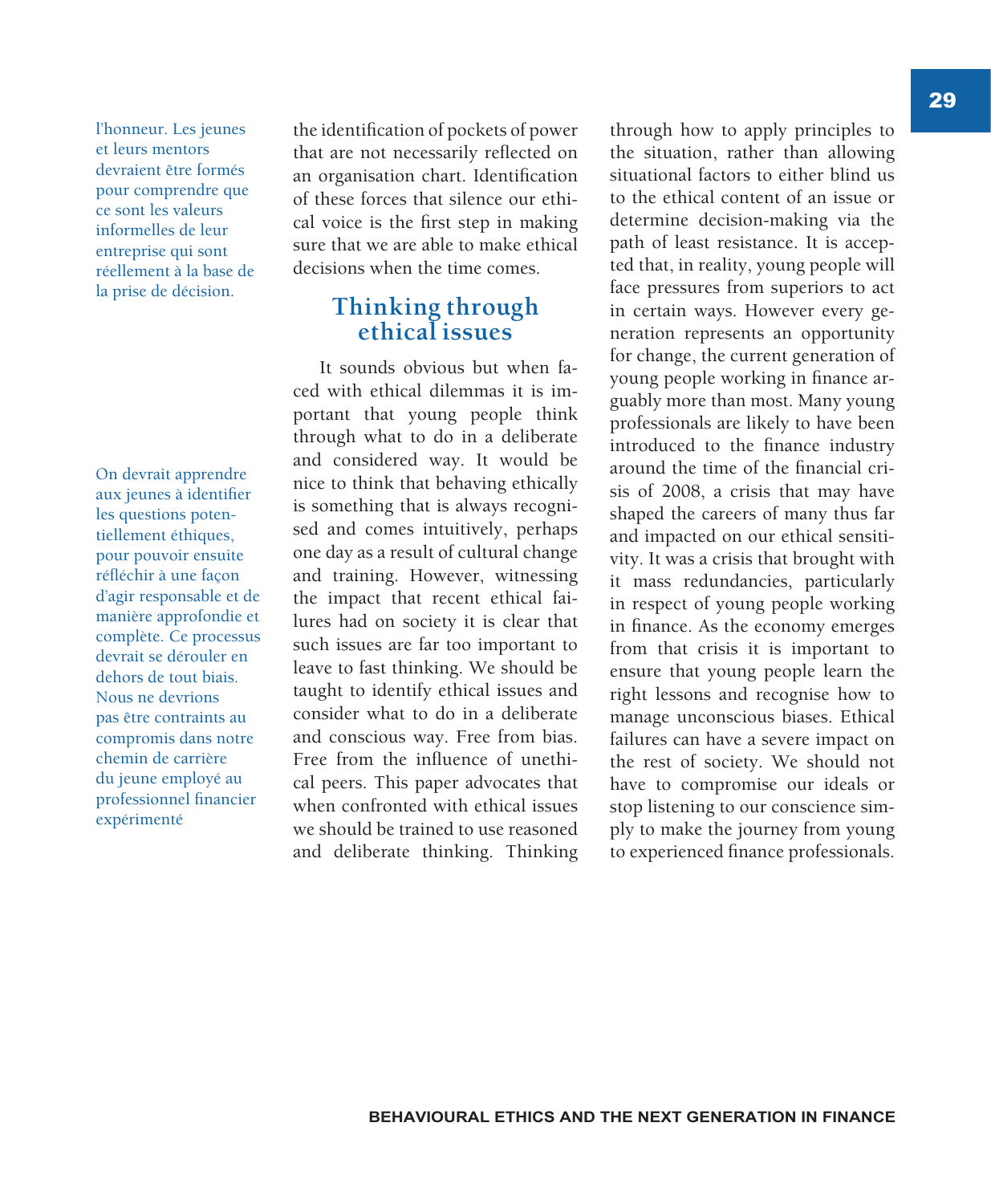l'honneur. Les jeunes et leurs mentors devraient être formés pour comprendre que ce sont les valeurs informelles de leur entreprise qui sont réellement à la base de la prise de décision.

On devrait apprendre aux jeunes à identifier les questions potentiellement éthiques, pour pouvoir ensuite réfléchir à une façon d'agir responsable et de manière approfondie et complète. Ce processus devrait se dérouler en dehors de tout biais. Nous ne devrions pas être contraints au compromis dans notre chemin de carrière du jeune employé au professionnel financier expérimenté

the identification of pockets of power that are not necessarily reflected on an organisation chart. Identification of these forces that silence our ethical voice is the first step in making sure that we are able to make ethical decisions when the time comes.

## Thinking through ethical issues

It sounds obvious but when faced with ethical dilemmas it is important that young people think through what to do in a deliberate and considered way. It would be nice to think that behaving ethically is something that is always recognised and comes intuitively, perhaps one day as a result of cultural change and training. However, witnessing the impact that recent ethical failures had on society it is clear that such issues are far too important to leave to fast thinking. We should be taught to identify ethical issues and consider what to do in a deliberate and conscious way. Free from bias. Free from the influence of unethical peers. This paper advocates that when confronted with ethical issues we should be trained to use reasoned and deliberate thinking. Thinking through how to apply principles to the situation, rather than allowing situational factors to either blind us to the ethical content of an issue or determine decision-making via the path of least resistance. It is accepted that, in reality, young people will face pressures from superiors to act in certain ways. However every generation represents an opportunity for change, the current generation of young people working in finance arguably more than most. Many young professionals are likely to have been introduced to the finance industry around the time of the financial crisis of 2008, a crisis that may have shaped the careers of many thus far and impacted on our ethical sensitivity. It was a crisis that brought with it mass redundancies, particularly in respect of young people working in finance. As the economy emerges from that crisis it is important to ensure that young people learn the right lessons and recognise how to manage unconscious biases. Ethical failures can have a severe impact on the rest of society. We should not have to compromise our ideals or stop listening to our conscience simply to make the journey from young to experienced finance professionals.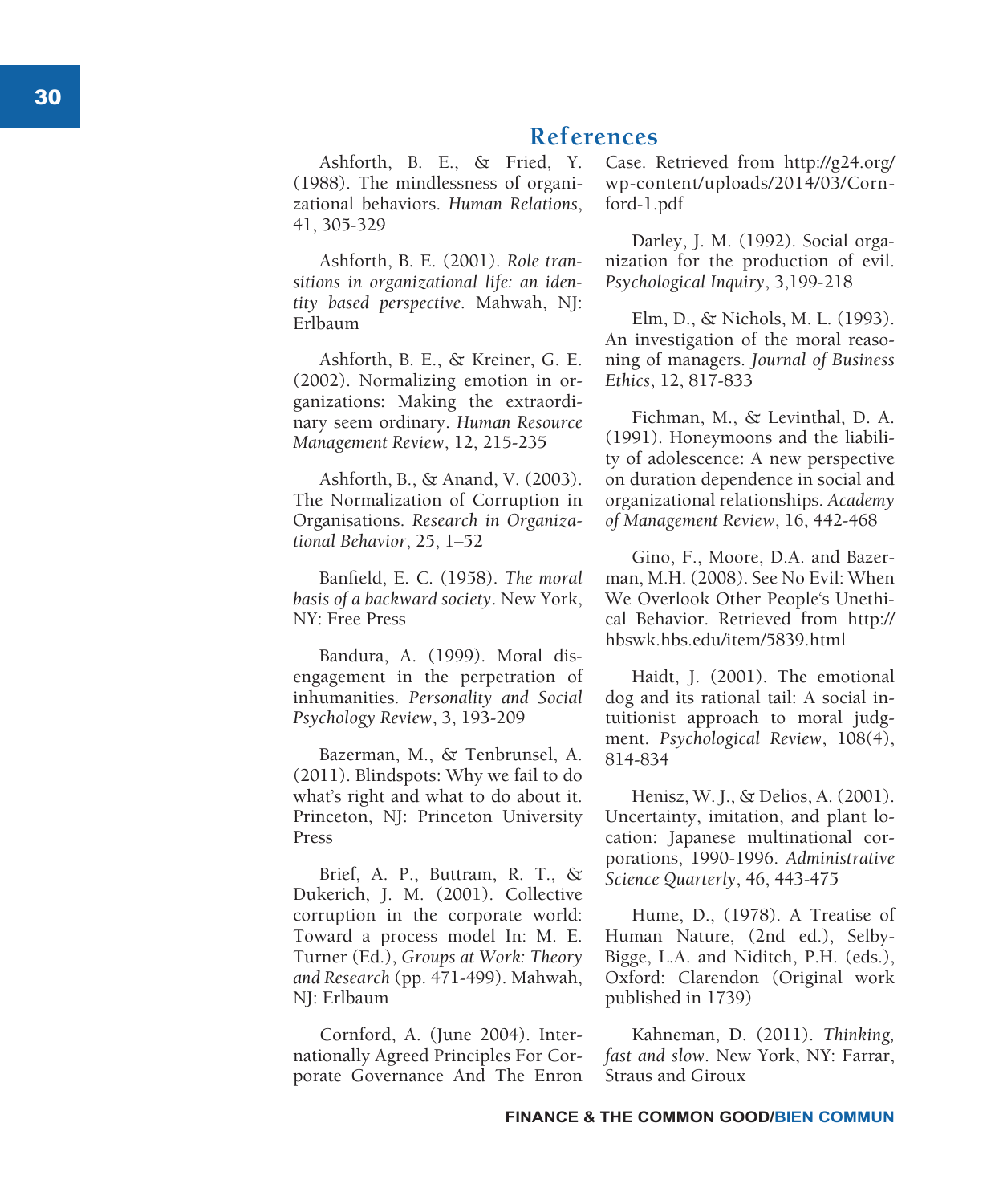## References

Ashforth, B. E., & Fried, Y. (1988). The mindlessness of organizational behaviors. *Human Relations*, 41, 305-329

Ashforth, B. E. (2001). *Role transitions in organizational life: an identity based perspective*. Mahwah, NJ: Erlbaum

Ashforth, B. E., & Kreiner, G. E. (2002). Normalizing emotion in organizations: Making the extraordinary seem ordinary. *Human Resource Management Review*, 12, 215-235

Ashforth, B., & Anand, V. (2003). The Normalization of Corruption in Organisations. *Research in Organizational Behavior*, 25, 1–52

Banfield, E. C. (1958). *The moral basis of a backward society*. New York, NY: Free Press

Bandura, A. (1999). Moral disengagement in the perpetration of inhumanities. *Personality and Social Psychology Review*, 3, 193-209

Bazerman, M., & Tenbrunsel, A. (2011). Blindspots: Why we fail to do what's right and what to do about it. Princeton, NJ: Princeton University Press

Brief, A. P., Buttram, R. T., & Dukerich, J. M. (2001). Collective corruption in the corporate world: Toward a process model In: M. E. Turner (Ed.), *Groups at Work: Theory and Research* (pp. 471-499). Mahwah, NJ: Erlbaum

Cornford, A. (June 2004). Internationally Agreed Principles For Corporate Governance And The Enron Case. Retrieved from http://g24.org/wp-content/uploads/2014/03/Cornford-1.pdf

Darley, J. M. (1992). Social organization for the production of evil. *Psychological Inquiry*, 3,199-218

Elm, D., & Nichols, M. L. (1993). An investigation of the moral reasoning of managers. *Journal of Business Ethics*, 12, 817-833

Fichman, M., & Levinthal, D. A. (1991). Honeymoons and the liability of adolescence: A new perspective on duration dependence in social and organizational relationships. *Academy of Management Review*, 16, 442-468

Gino, F., Moore, D.A. and Bazerman, M.H. (2008). See No Evil: When We Overlook Other People's Unethical Behavior. Retrieved from http://hbswk.hbs.edu/item/5839.html

Haidt, J. (2001). The emotional dog and its rational tail: A social intuitionist approach to moral judgment. *Psychological Review*, 108(4), 814-834

Henisz, W. J., & Delios, A. (2001). Uncertainty, imitation, and plant location: Japanese multinational corporations, 1990-1996. *Administrative Science Quarterly*, 46, 443-475

Hume, D., (1978). A Treatise of Human Nature, (2nd ed.), Selby-Bigge, L.A. and Niditch, P.H. (eds.), Oxford: Clarendon (Original work published in 1739)

Kahneman, D. (2011). *Thinking, fast and slow*. New York, NY: Farrar, Straus and Giroux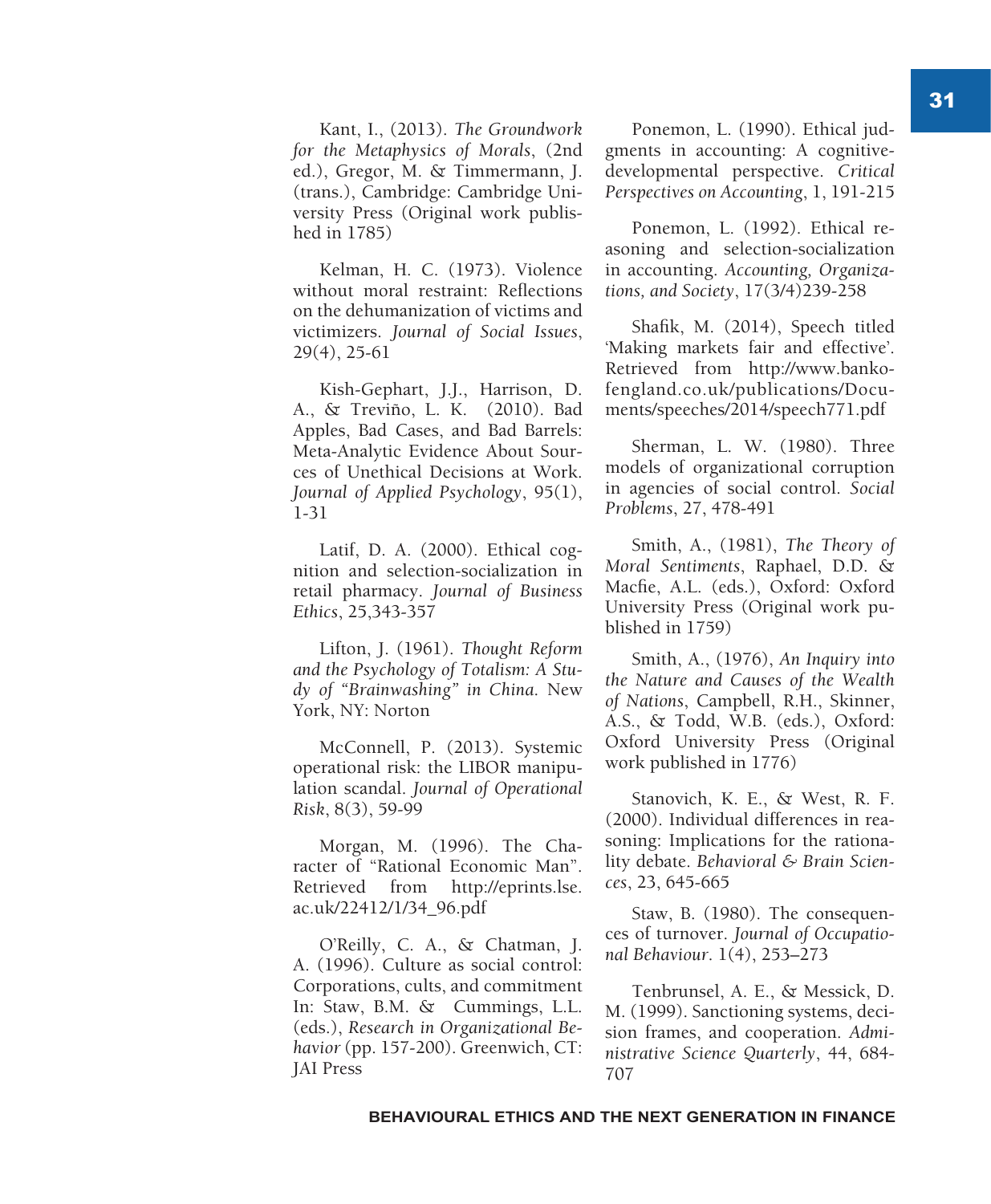Kant, I., (2013). *The Groundwork for the Metaphysics of Morals*, (2nd ed.), Gregor, M. & Timmermann, J. (trans.), Cambridge: Cambridge University Press (Original work published in 1785)

Kelman, H. C. (1973). Violence without moral restraint: Reflections on the dehumanization of victims and victimizers. *Journal of Social Issues*, 29(4), 25-61

Kish-Gephart, J.J., Harrison, D. A., & Treviño, L. K. (2010). Bad Apples, Bad Cases, and Bad Barrels: Meta-Analytic Evidence About Sources of Unethical Decisions at Work. *Journal of Applied Psychology*, 95(1), 1-31

Latif, D. A. (2000). Ethical cognition and selection-socialization in retail pharmacy. *Journal of Business Ethics*, 25,343-357

Lifton, J. (1961). *Thought Reform and the Psychology of Totalism: A Study of "Brainwashing" in China.* New York, NY: Norton

McConnell, P. (2013). Systemic operational risk: the LIBOR manipulation scandal. *Journal of Operational Risk*, 8(3), 59-99

Morgan, M. (1996). The Character of "Rational Economic Man". Retrieved from http://eprints.lse.ac.uk/22412/1/34_96.pdf

O'Reilly, C. A., & Chatman, J. A. (1996). Culture as social control: Corporations, cults, and commitment In: Staw, B.M. & Cummings, L.L. (eds.), *Research in Organizational Behavior* (pp. 157-200). Greenwich, CT: JAI Press

Ponemon, L. (1990). Ethical judgments in accounting: A cognitive-developmental perspective. *Critical Perspectives on Accounting*, 1, 191-215

Ponemon, L. (1992). Ethical reasoning and selection-socialization in accounting. *Accounting, Organizations, and Society*, 17(3/4)239-258

Shafik, M. (2014), Speech titled 'Making markets fair and effective'. Retrieved from http://www.bankofengland.co.uk/publications/Documents/speeches/2014/speech771.pdf

Sherman, L. W. (1980). Three models of organizational corruption in agencies of social control. *Social Problems*, 27, 478-491

Smith, A., (1981), *The Theory of Moral Sentiments*, Raphael, D.D. & Macfie, A.L. (eds.), Oxford: Oxford University Press (Original work published in 1759)

Smith, A., (1976), *An Inquiry into the Nature and Causes of the Wealth of Nations*, Campbell, R.H., Skinner, A.S., & Todd, W.B. (eds.), Oxford: Oxford University Press (Original work published in 1776)

Stanovich, K. E., & West, R. F. (2000). Individual differences in reasoning: Implications for the rationality debate. *Behavioral & Brain Sciences*, 23, 645-665

Staw, B. (1980). The consequences of turnover. *Journal of Occupational Behaviour*. 1(4), 253–273

Tenbrunsel, A. E., & Messick, D. M. (1999). Sanctioning systems, decision frames, and cooperation. *Administrative Science Quarterly*, 44, 684-707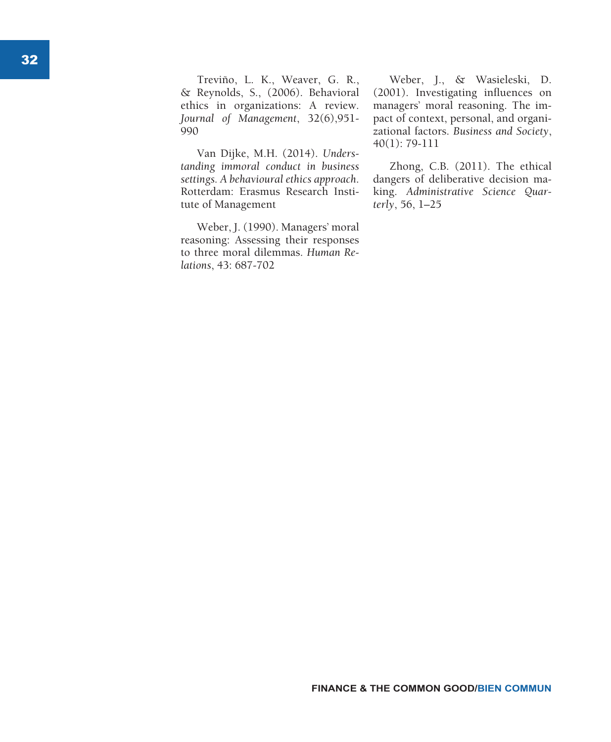Treviño, L. K., Weaver, G. R., & Reynolds, S., (2006). Behavioral ethics in organizations: A review. *Journal of Management*, 32(6),951-990

Van Dijke, M.H. (2014). *Understanding immoral conduct in business settings. A behavioural ethics approach*. Rotterdam: Erasmus Research Institute of Management

Weber, J. (1990). Managers' moral reasoning: Assessing their responses to three moral dilemmas. *Human Relations*, 43: 687-702

Weber, J., & Wasieleski, D. (2001). Investigating influences on managers' moral reasoning. The impact of context, personal, and organizational factors. *Business and Society*, 40(1): 79-111

Zhong, C.B. (2011). The ethical dangers of deliberative decision making. *Administrative Science Quarterly*, 56, 1–25